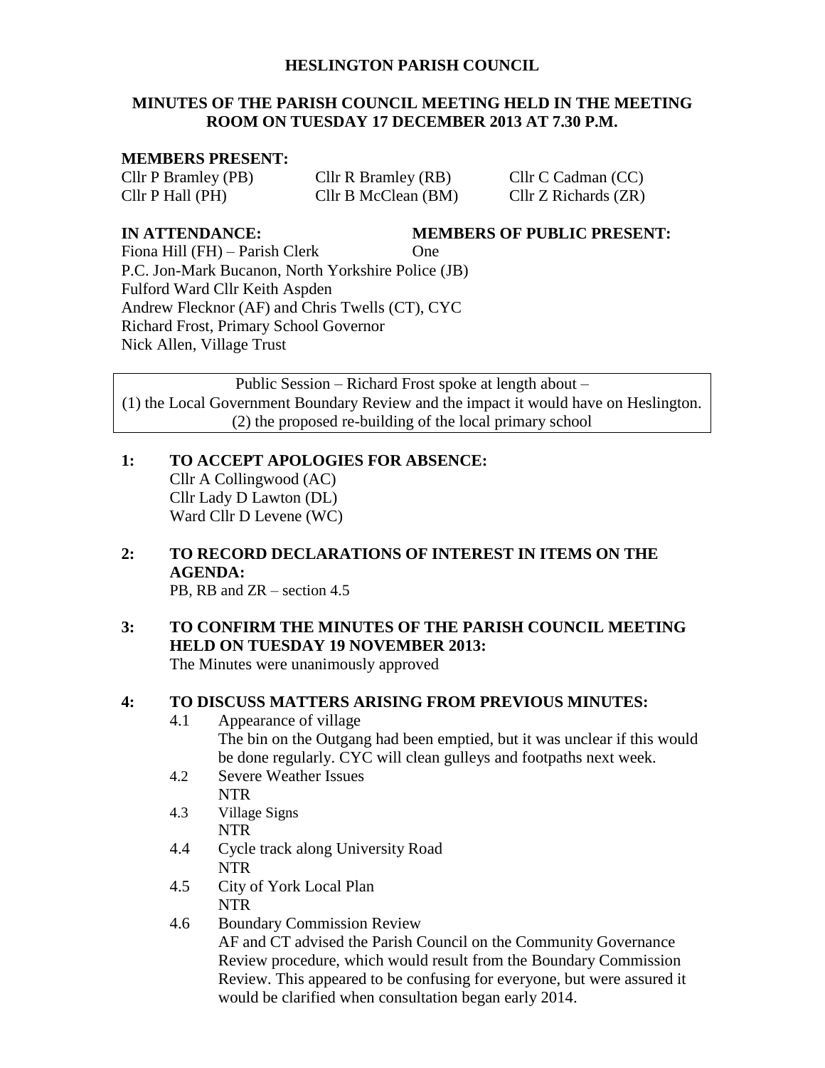# HESLINGTON PARISH COUNCIL

## MINUTES OF THE PARISH COUNCIL MEETING HELD IN THE MEETING ROOM ON TUESDAY 17 DECEMBER 2013 AT 7.30 P.M.

**MEMBERS PRESENT:**

| | | |
|---|---|---|
| Cllr P Bramley (PB) | Cllr R Bramley (RB) | Cllr C Cadman (CC) |
| Cllr P Hall (PH) | Cllr B McClean (BM) | Cllr Z Richards (ZR) |

**IN ATTENDANCE:**

Fiona Hill (FH) – Parish Clerk
P.C. Jon-Mark Bucanon, North Yorkshire Police (JB)
Fulford Ward Cllr Keith Aspden
Andrew Flecknor (AF) and Chris Twells (CT), CYC
Richard Frost, Primary School Governor
Nick Allen, Village Trust

**MEMBERS OF PUBLIC PRESENT:**

One

Public Session – Richard Frost spoke at length about –
(1) the Local Government Boundary Review and the impact it would have on Heslington.
(2) the proposed re-building of the local primary school

**1: TO ACCEPT APOLOGIES FOR ABSENCE:**

Cllr A Collingwood (AC)
Cllr Lady D Lawton (DL)
Ward Cllr D Levene (WC)

**2: TO RECORD DECLARATIONS OF INTEREST IN ITEMS ON THE AGENDA:**

PB, RB and ZR – section 4.5

**3: TO CONFIRM THE MINUTES OF THE PARISH COUNCIL MEETING HELD ON TUESDAY 19 NOVEMBER 2013:**

The Minutes were unanimously approved

**4: TO DISCUSS MATTERS ARISING FROM PREVIOUS MINUTES:**

4.1 Appearance of village
The bin on the Outgang had been emptied, but it was unclear if this would be done regularly. CYC will clean gulleys and footpaths next week.

4.2 Severe Weather Issues
NTR

4.3 Village Signs
NTR

4.4 Cycle track along University Road
NTR

4.5 City of York Local Plan
NTR

4.6 Boundary Commission Review
AF and CT advised the Parish Council on the Community Governance Review procedure, which would result from the Boundary Commission Review. This appeared to be confusing for everyone, but were assured it would be clarified when consultation began early 2014.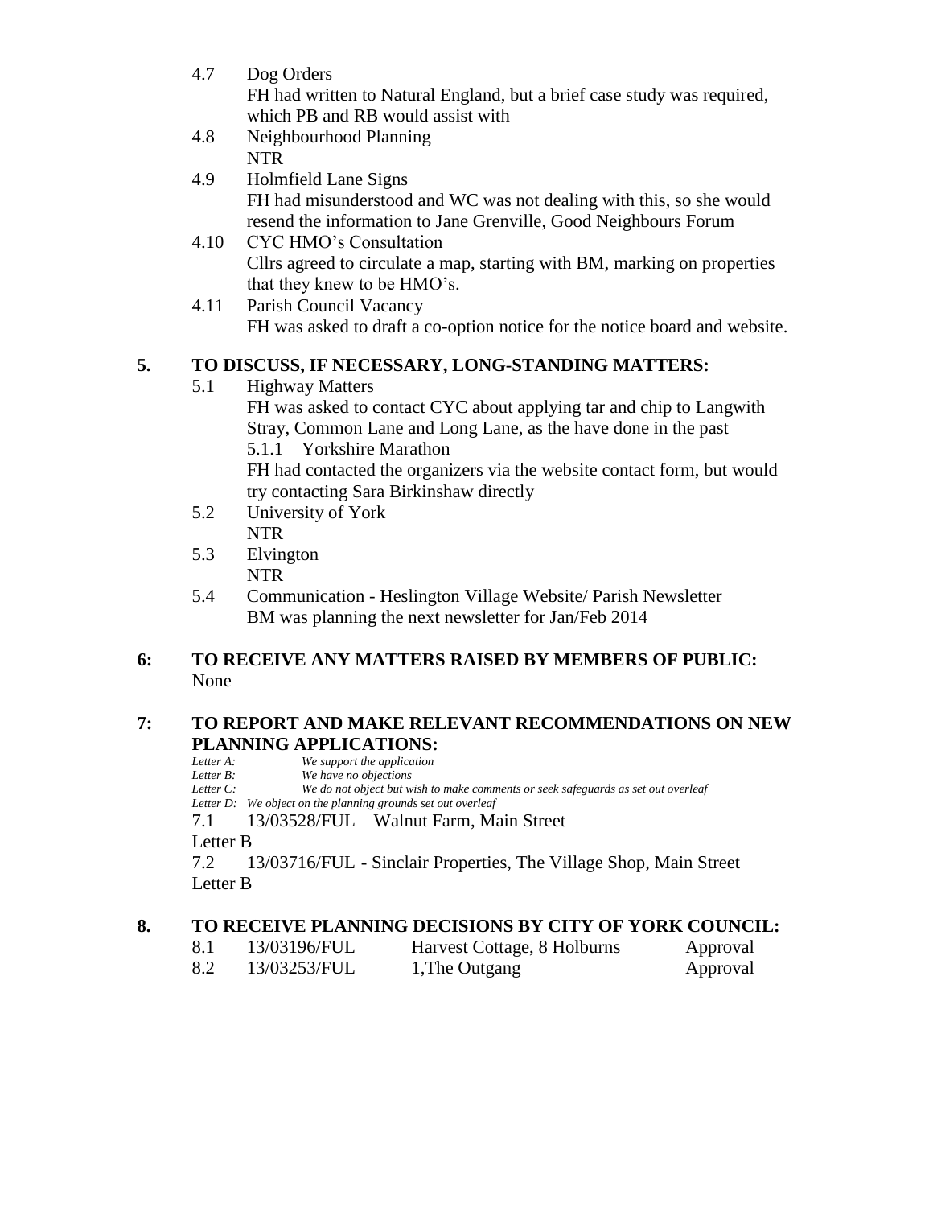4.7 Dog Orders
FH had written to Natural England, but a brief case study was required, which PB and RB would assist with

4.8 Neighbourhood Planning
NTR

4.9 Holmfield Lane Signs
FH had misunderstood and WC was not dealing with this, so she would resend the information to Jane Grenville, Good Neighbours Forum

4.10 CYC HMO's Consultation
Cllrs agreed to circulate a map, starting with BM, marking on properties that they knew to be HMO's.

4.11 Parish Council Vacancy
FH was asked to draft a co-option notice for the notice board and website.

## 5. TO DISCUSS, IF NECESSARY, LONG-STANDING MATTERS:

5.1 Highway Matters
FH was asked to contact CYC about applying tar and chip to Langwith Stray, Common Lane and Long Lane, as the have done in the past

5.1.1 Yorkshire Marathon
FH had contacted the organizers via the website contact form, but would try contacting Sara Birkinshaw directly

5.2 University of York
NTR

5.3 Elvington
NTR

5.4 Communication - Heslington Village Website/ Parish Newsletter
BM was planning the next newsletter for Jan/Feb 2014

## 6: TO RECEIVE ANY MATTERS RAISED BY MEMBERS OF PUBLIC:

None

## 7: TO REPORT AND MAKE RELEVANT RECOMMENDATIONS ON NEW PLANNING APPLICATIONS:

*Letter A: We support the application*
*Letter B: We have no objections*
*Letter C: We do not object but wish to make comments or seek safeguards as set out overleaf*
*Letter D: We object on the planning grounds set out overleaf*

7.1 13/03528/FUL – Walnut Farm, Main Street
Letter B

7.2 13/03716/FUL - Sinclair Properties, The Village Shop, Main Street
Letter B

## 8. TO RECEIVE PLANNING DECISIONS BY CITY OF YORK COUNCIL:

| | | | |
|---|---|---|---|
| 8.1 | 13/03196/FUL | Harvest Cottage, 8 Holburns | Approval |
| 8.2 | 13/03253/FUL | 1,The Outgang | Approval |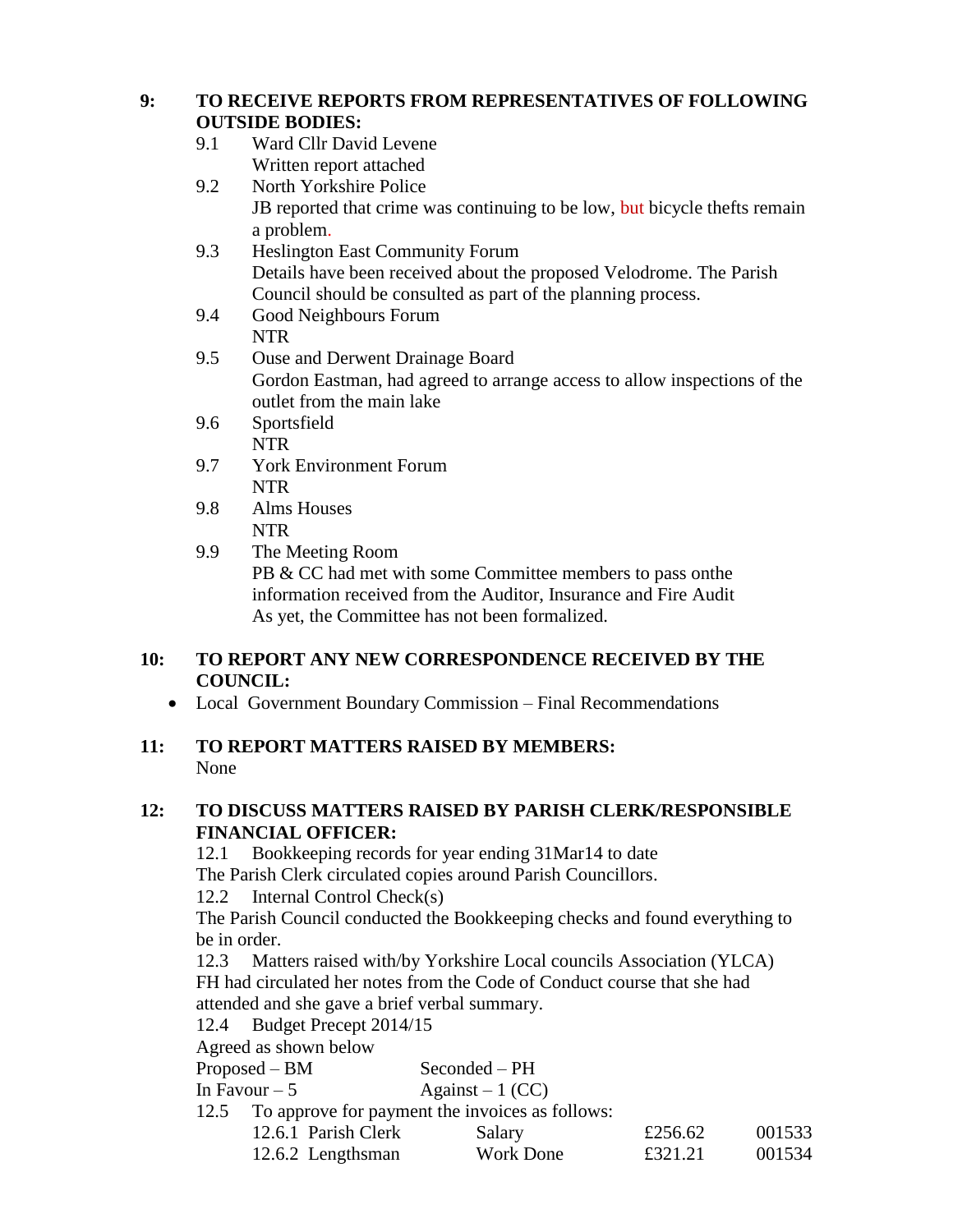**9: TO RECEIVE REPORTS FROM REPRESENTATIVES OF FOLLOWING OUTSIDE BODIES:**

9.1 Ward Cllr David Levene
Written report attached

9.2 North Yorkshire Police
JB reported that crime was continuing to be low, but bicycle thefts remain a problem.

9.3 Heslington East Community Forum
Details have been received about the proposed Velodrome. The Parish Council should be consulted as part of the planning process.

9.4 Good Neighbours Forum
NTR

9.5 Ouse and Derwent Drainage Board
Gordon Eastman, had agreed to arrange access to allow inspections of the outlet from the main lake

9.6 Sportsfield
NTR

9.7 York Environment Forum
NTR

9.8 Alms Houses
NTR

9.9 The Meeting Room
PB & CC had met with some Committee members to pass onthe information received from the Auditor, Insurance and Fire Audit
As yet, the Committee has not been formalized.

**10: TO REPORT ANY NEW CORRESPONDENCE RECEIVED BY THE COUNCIL:**

- Local Government Boundary Commission – Final Recommendations

**11: TO REPORT MATTERS RAISED BY MEMBERS:**
None

**12: TO DISCUSS MATTERS RAISED BY PARISH CLERK/RESPONSIBLE FINANCIAL OFFICER:**

12.1 Bookkeeping records for year ending 31Mar14 to date
The Parish Clerk circulated copies around Parish Councillors.

12.2 Internal Control Check(s)
The Parish Council conducted the Bookkeeping checks and found everything to be in order.

12.3 Matters raised with/by Yorkshire Local councils Association (YLCA)
FH had circulated her notes from the Code of Conduct course that she had attended and she gave a brief verbal summary.

12.4 Budget Precept 2014/15
Agreed as shown below

| | |
|---|---|
| Proposed – BM | Seconded – PH |
| In Favour – 5 | Against – 1 (CC) |

12.5 To approve for payment the invoices as follows:

| | | | |
|---|---|---|---|
| 12.6.1 Parish Clerk | Salary | £256.62 | 001533 |
| 12.6.2 Lengthsman | Work Done | £321.21 | 001534 |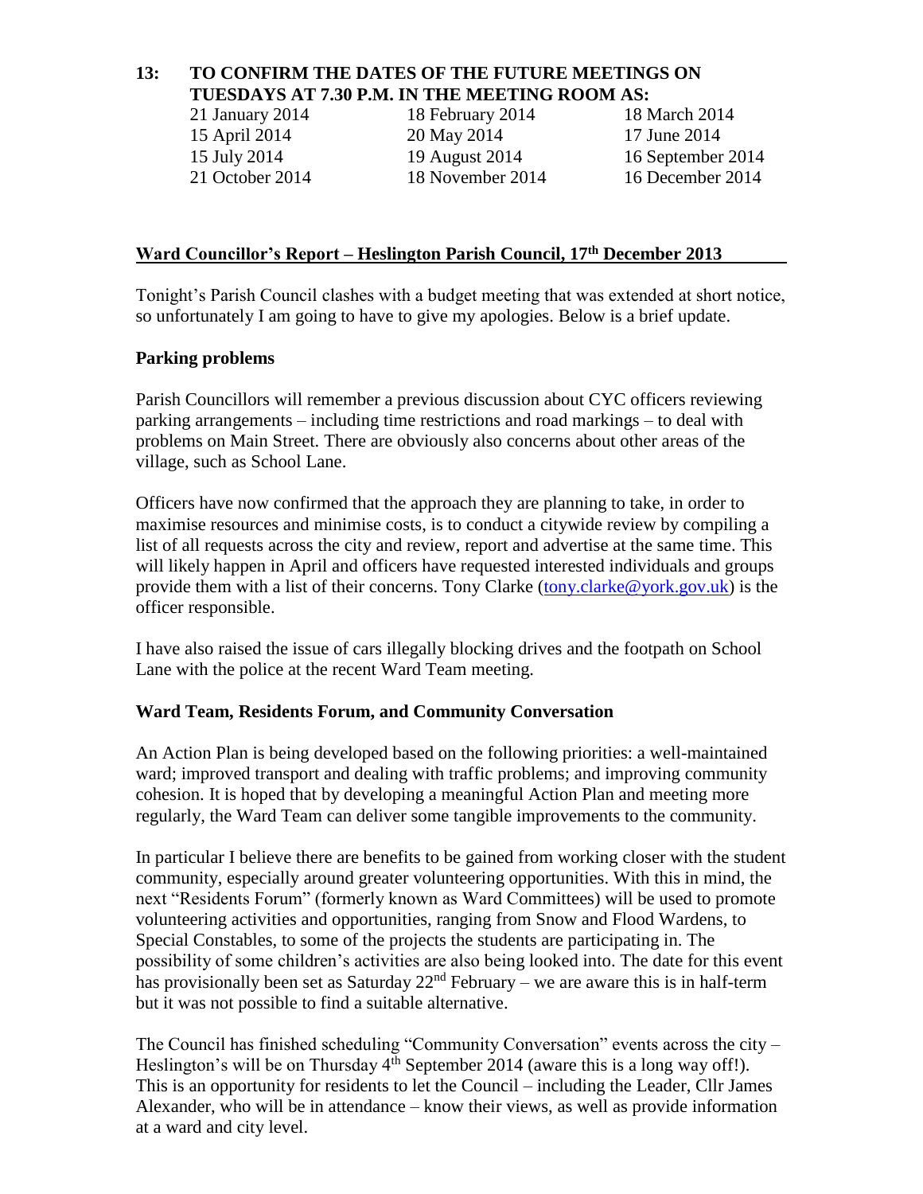## 13: TO CONFIRM THE DATES OF THE FUTURE MEETINGS ON TUESDAYS AT 7.30 P.M. IN THE MEETING ROOM AS:

| | | |
|---|---|---|
| 21 January 2014 | 18 February 2014 | 18 March 2014 |
| 15 April 2014 | 20 May 2014 | 17 June 2014 |
| 15 July 2014 | 19 August 2014 | 16 September 2014 |
| 21 October 2014 | 18 November 2014 | 16 December 2014 |

## Ward Councillor's Report – Heslington Parish Council, 17th December 2013

Tonight's Parish Council clashes with a budget meeting that was extended at short notice, so unfortunately I am going to have to give my apologies. Below is a brief update.

### Parking problems

Parish Councillors will remember a previous discussion about CYC officers reviewing parking arrangements – including time restrictions and road markings – to deal with problems on Main Street. There are obviously also concerns about other areas of the village, such as School Lane.

Officers have now confirmed that the approach they are planning to take, in order to maximise resources and minimise costs, is to conduct a citywide review by compiling a list of all requests across the city and review, report and advertise at the same time. This will likely happen in April and officers have requested interested individuals and groups provide them with a list of their concerns. Tony Clarke (tony.clarke@york.gov.uk) is the officer responsible.

I have also raised the issue of cars illegally blocking drives and the footpath on School Lane with the police at the recent Ward Team meeting.

### Ward Team, Residents Forum, and Community Conversation

An Action Plan is being developed based on the following priorities: a well-maintained ward; improved transport and dealing with traffic problems; and improving community cohesion. It is hoped that by developing a meaningful Action Plan and meeting more regularly, the Ward Team can deliver some tangible improvements to the community.

In particular I believe there are benefits to be gained from working closer with the student community, especially around greater volunteering opportunities. With this in mind, the next "Residents Forum" (formerly known as Ward Committees) will be used to promote volunteering activities and opportunities, ranging from Snow and Flood Wardens, to Special Constables, to some of the projects the students are participating in. The possibility of some children's activities are also being looked into. The date for this event has provisionally been set as Saturday 22nd February – we are aware this is in half-term but it was not possible to find a suitable alternative.

The Council has finished scheduling "Community Conversation" events across the city – Heslington's will be on Thursday 4th September 2014 (aware this is a long way off!). This is an opportunity for residents to let the Council – including the Leader, Cllr James Alexander, who will be in attendance – know their views, as well as provide information at a ward and city level.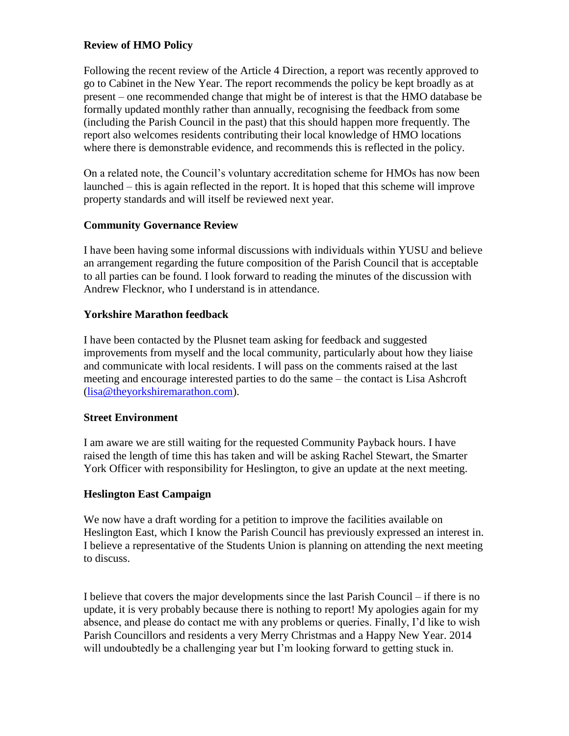**Review of HMO Policy**

Following the recent review of the Article 4 Direction, a report was recently approved to go to Cabinet in the New Year. The report recommends the policy be kept broadly as at present – one recommended change that might be of interest is that the HMO database be formally updated monthly rather than annually, recognising the feedback from some (including the Parish Council in the past) that this should happen more frequently. The report also welcomes residents contributing their local knowledge of HMO locations where there is demonstrable evidence, and recommends this is reflected in the policy.

On a related note, the Council's voluntary accreditation scheme for HMOs has now been launched – this is again reflected in the report. It is hoped that this scheme will improve property standards and will itself be reviewed next year.

**Community Governance Review**

I have been having some informal discussions with individuals within YUSU and believe an arrangement regarding the future composition of the Parish Council that is acceptable to all parties can be found. I look forward to reading the minutes of the discussion with Andrew Flecknor, who I understand is in attendance.

**Yorkshire Marathon feedback**

I have been contacted by the Plusnet team asking for feedback and suggested improvements from myself and the local community, particularly about how they liaise and communicate with local residents. I will pass on the comments raised at the last meeting and encourage interested parties to do the same – the contact is Lisa Ashcroft (lisa@theyorkshiremarathon.com).

**Street Environment**

I am aware we are still waiting for the requested Community Payback hours. I have raised the length of time this has taken and will be asking Rachel Stewart, the Smarter York Officer with responsibility for Heslington, to give an update at the next meeting.

**Heslington East Campaign**

We now have a draft wording for a petition to improve the facilities available on Heslington East, which I know the Parish Council has previously expressed an interest in. I believe a representative of the Students Union is planning on attending the next meeting to discuss.

I believe that covers the major developments since the last Parish Council – if there is no update, it is very probably because there is nothing to report! My apologies again for my absence, and please do contact me with any problems or queries. Finally, I'd like to wish Parish Councillors and residents a very Merry Christmas and a Happy New Year. 2014 will undoubtedly be a challenging year but I'm looking forward to getting stuck in.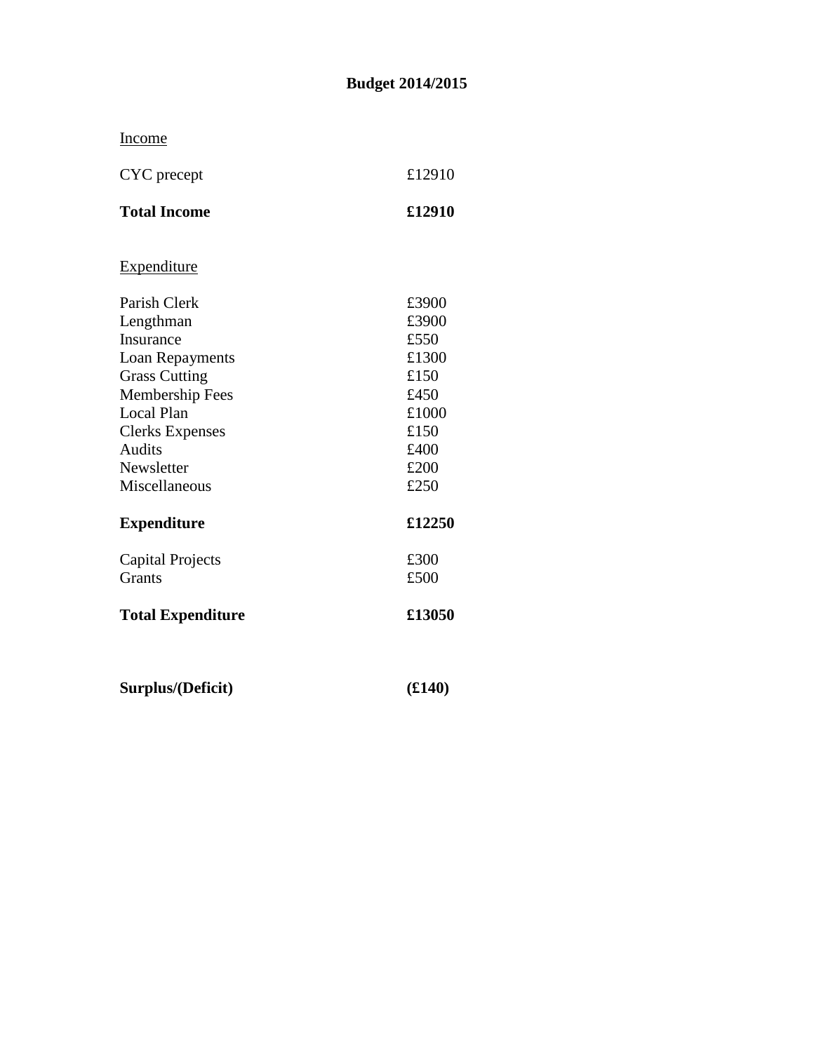# Budget 2014/2015

| | |
|---|---|
| Income | |
| CYC precept | £12910 |
| **Total Income** | **£12910** |
| Expenditure | |
| Parish Clerk | £3900 |
| Lengthman | £3900 |
| Insurance | £550 |
| Loan Repayments | £1300 |
| Grass Cutting | £150 |
| Membership Fees | £450 |
| Local Plan | £1000 |
| Clerks Expenses | £150 |
| Audits | £400 |
| Newsletter | £200 |
| Miscellaneous | £250 |
| **Expenditure** | **£12250** |
| Capital Projects | £300 |
| Grants | £500 |
| **Total Expenditure** | **£13050** |
| **Surplus/(Deficit)** | **(£140)** |